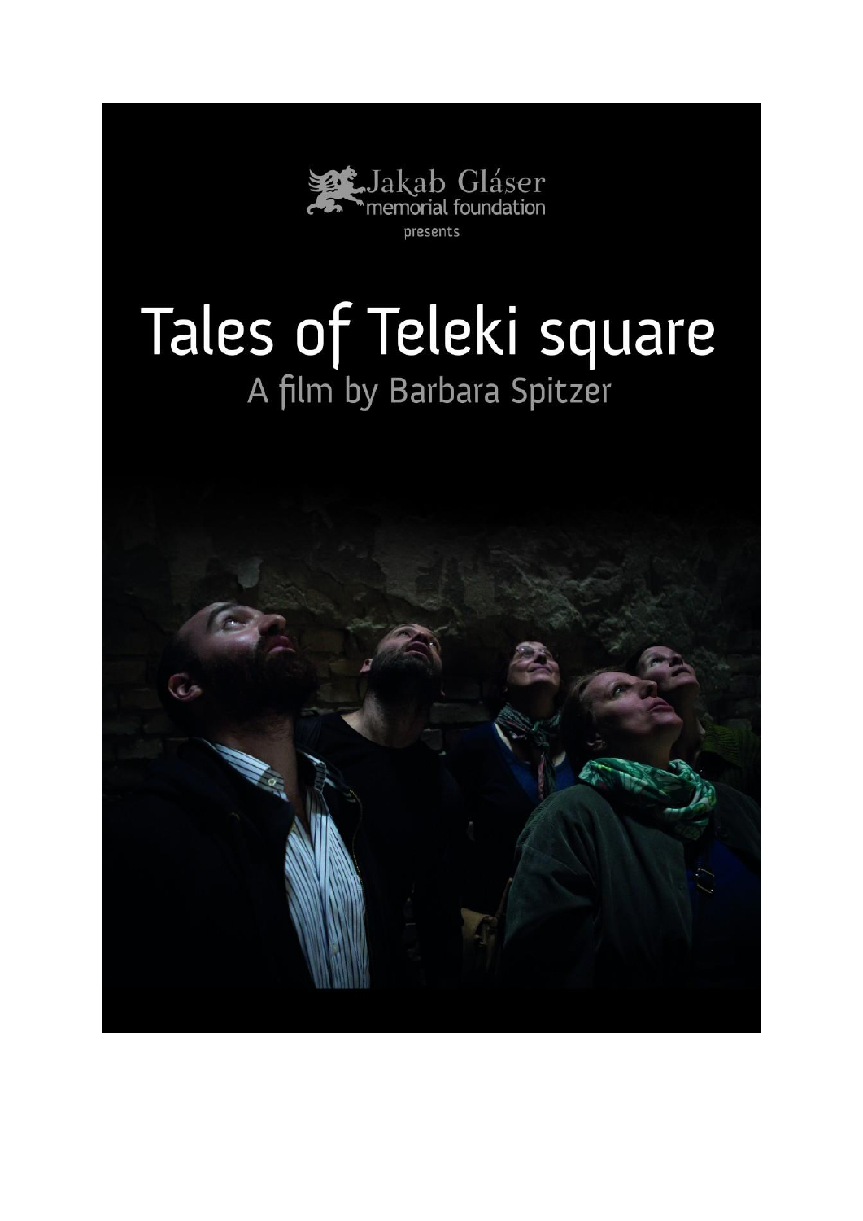Jakab Gláser memorial foundation

presents

# Tales of Teleki square

A film by Barbara Spitzer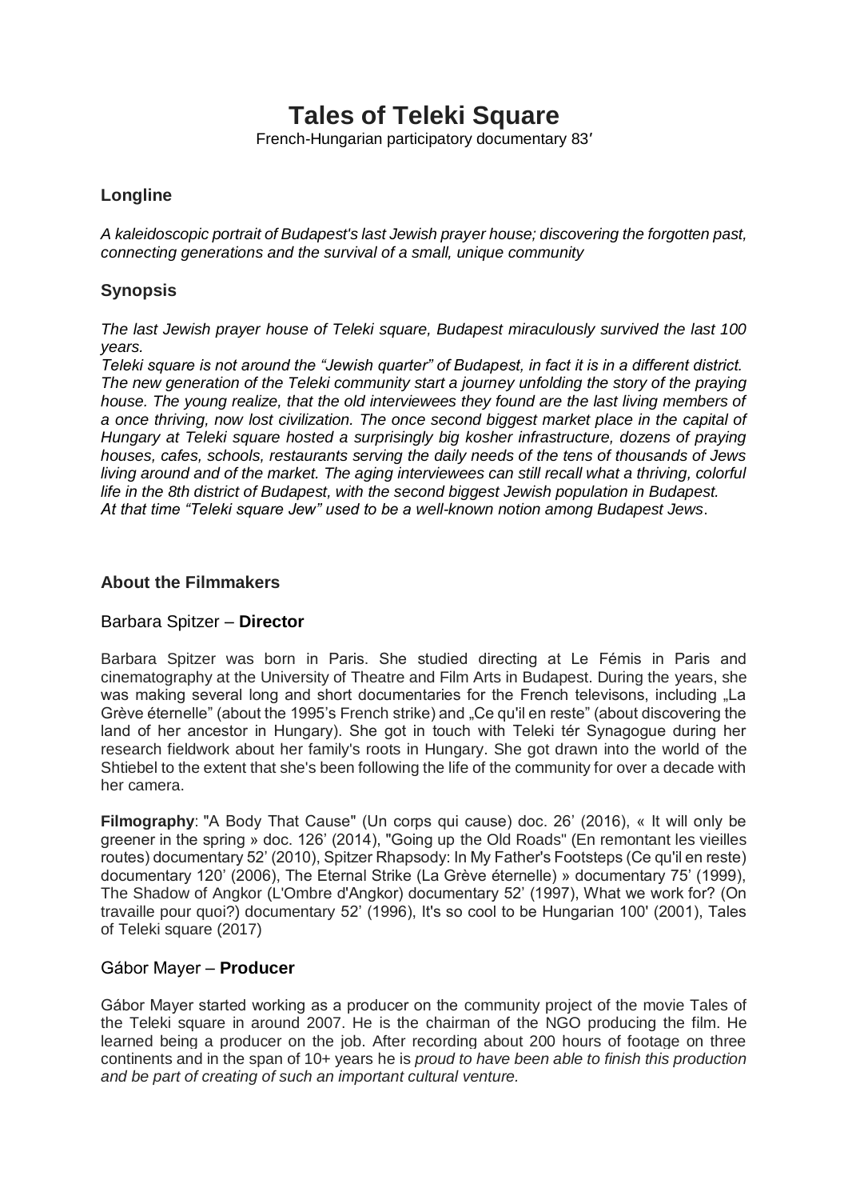# Tales of Teleki Square

French-Hungarian participatory documentary 83′

## Longline

*A kaleidoscopic portrait of Budapest's last Jewish prayer house; discovering the forgotten past, connecting generations and the survival of a small, unique community*

## Synopsis

*The last Jewish prayer house of Teleki square, Budapest miraculously survived the last 100 years.*
*Teleki square is not around the "Jewish quarter" of Budapest, in fact it is in a different district. The new generation of the Teleki community start a journey unfolding the story of the praying house. The young realize, that the old interviewees they found are the last living members of a once thriving, now lost civilization. The once second biggest market place in the capital of Hungary at Teleki square hosted a surprisingly big kosher infrastructure, dozens of praying houses, cafes, schools, restaurants serving the daily needs of the tens of thousands of Jews living around and of the market. The aging interviewees can still recall what a thriving, colorful life in the 8th district of Budapest, with the second biggest Jewish population in Budapest.*
*At that time "Teleki square Jew" used to be a well-known notion among Budapest Jews*.

## About the Filmmakers

### Barbara Spitzer – **Director**

Barbara Spitzer was born in Paris. She studied directing at Le Fémis in Paris and cinematography at the University of Theatre and Film Arts in Budapest. During the years, she was making several long and short documentaries for the French televisons, including „La Grève éternelle" (about the 1995's French strike) and „Ce qu'il en reste" (about discovering the land of her ancestor in Hungary). She got in touch with Teleki tér Synagogue during her research fieldwork about her family's roots in Hungary. She got drawn into the world of the Shtiebel to the extent that she's been following the life of the community for over a decade with her camera.

**Filmography**: "A Body That Cause" (Un corps qui cause) doc. 26' (2016), « It will only be greener in the spring » doc. 126' (2014), "Going up the Old Roads" (En remontant les vieilles routes) documentary 52' (2010), Spitzer Rhapsody: In My Father's Footsteps (Ce qu'il en reste) documentary 120' (2006), The Eternal Strike (La Grève éternelle) » documentary 75' (1999), The Shadow of Angkor (L'Ombre d'Angkor) documentary 52' (1997), What we work for? (On travaille pour quoi?) documentary 52' (1996), It's so cool to be Hungarian 100' (2001), Tales of Teleki square (2017)

### Gábor Mayer – **Producer**

Gábor Mayer started working as a producer on the community project of the movie Tales of the Teleki square in around 2007. He is the chairman of the NGO producing the film. He learned being a producer on the job. After recording about 200 hours of footage on three continents and in the span of 10+ years he is *proud to have been able to finish this production and be part of creating of such an important cultural venture.*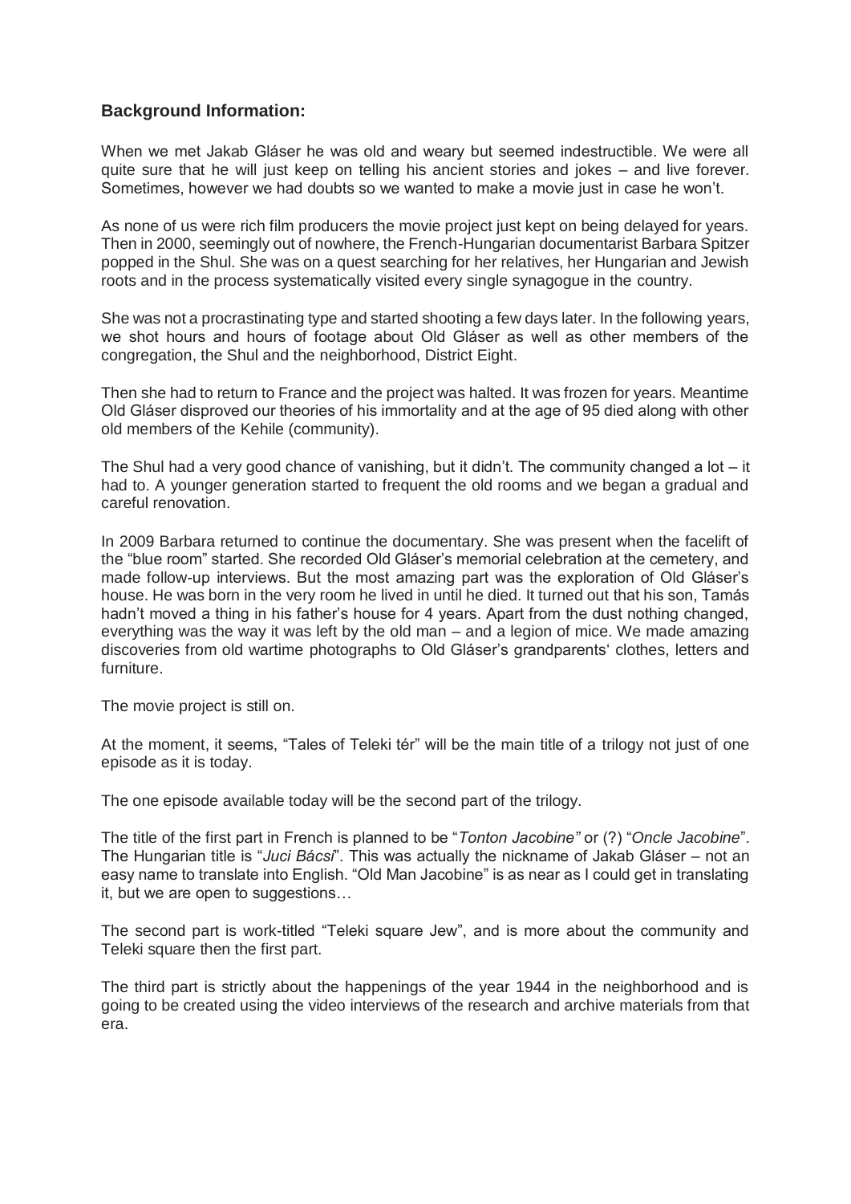### Background Information:

When we met Jakab Gláser he was old and weary but seemed indestructible. We were all quite sure that he will just keep on telling his ancient stories and jokes – and live forever. Sometimes, however we had doubts so we wanted to make a movie just in case he won't.

As none of us were rich film producers the movie project just kept on being delayed for years. Then in 2000, seemingly out of nowhere, the French-Hungarian documentarist Barbara Spitzer popped in the Shul. She was on a quest searching for her relatives, her Hungarian and Jewish roots and in the process systematically visited every single synagogue in the country.

She was not a procrastinating type and started shooting a few days later. In the following years, we shot hours and hours of footage about Old Gláser as well as other members of the congregation, the Shul and the neighborhood, District Eight.

Then she had to return to France and the project was halted. It was frozen for years. Meantime Old Gláser disproved our theories of his immortality and at the age of 95 died along with other old members of the Kehile (community).

The Shul had a very good chance of vanishing, but it didn't. The community changed a lot – it had to. A younger generation started to frequent the old rooms and we began a gradual and careful renovation.

In 2009 Barbara returned to continue the documentary. She was present when the facelift of the "blue room" started. She recorded Old Gláser's memorial celebration at the cemetery, and made follow-up interviews. But the most amazing part was the exploration of Old Gláser's house. He was born in the very room he lived in until he died. It turned out that his son, Tamás hadn't moved a thing in his father's house for 4 years. Apart from the dust nothing changed, everything was the way it was left by the old man – and a legion of mice. We made amazing discoveries from old wartime photographs to Old Gláser's grandparents' clothes, letters and furniture.

The movie project is still on.

At the moment, it seems, "Tales of Teleki tér" will be the main title of a trilogy not just of one episode as it is today.

The one episode available today will be the second part of the trilogy.

The title of the first part in French is planned to be "*Tonton Jacobine"* or (?) "*Oncle Jacobine*". The Hungarian title is "*Juci Bácsi*". This was actually the nickname of Jakab Gláser – not an easy name to translate into English. "Old Man Jacobine" is as near as I could get in translating it, but we are open to suggestions…

The second part is work-titled "Teleki square Jew", and is more about the community and Teleki square then the first part.

The third part is strictly about the happenings of the year 1944 in the neighborhood and is going to be created using the video interviews of the research and archive materials from that era.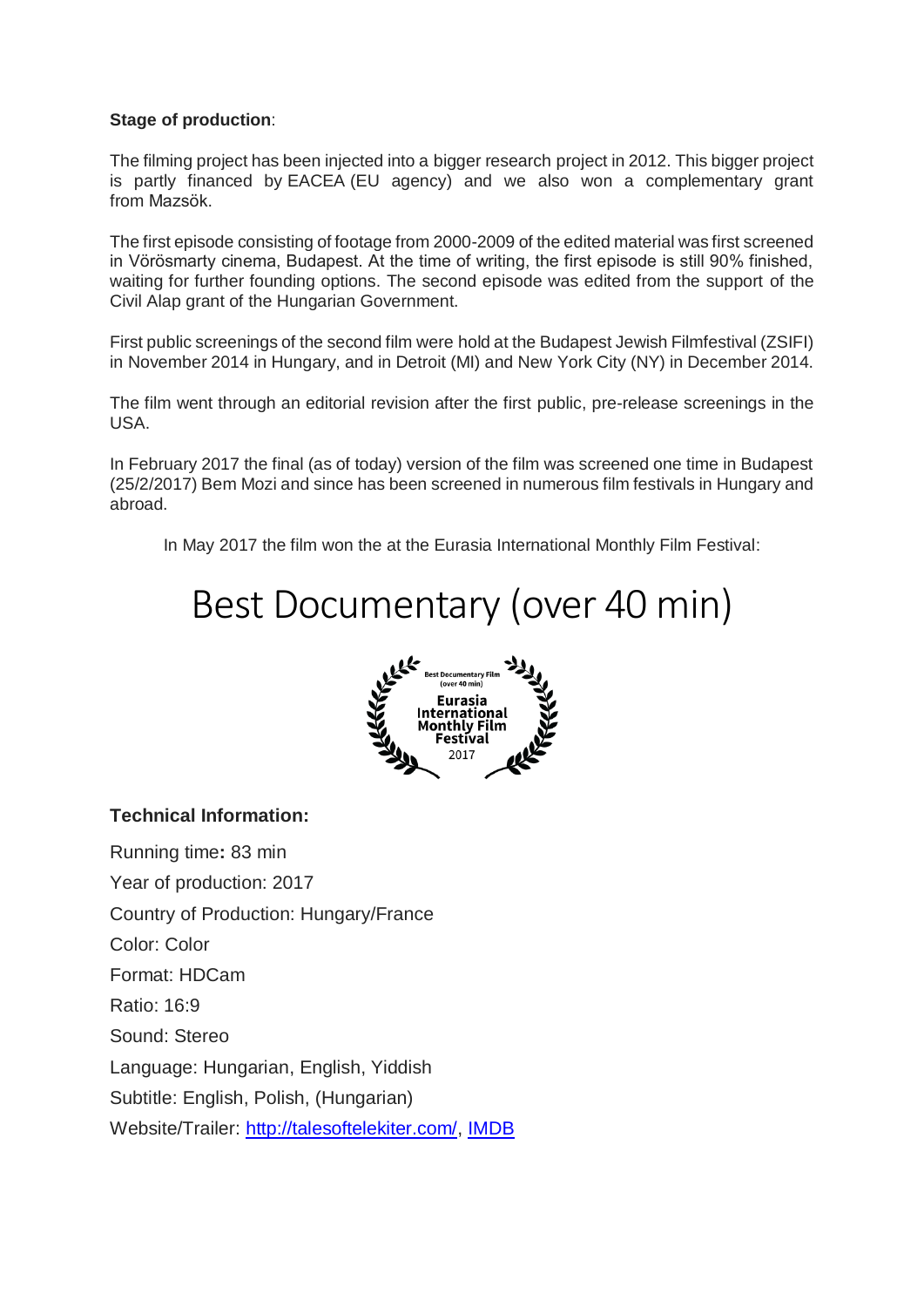**Stage of production**:

The filming project has been injected into a bigger research project in 2012. This bigger project is partly financed by EACEA (EU agency) and we also won a complementary grant from Mazsök.

The first episode consisting of footage from 2000-2009 of the edited material was first screened in Vörösmarty cinema, Budapest. At the time of writing, the first episode is still 90% finished, waiting for further founding options. The second episode was edited from the support of the Civil Alap grant of the Hungarian Government.

First public screenings of the second film were hold at the Budapest Jewish Filmfestival (ZSIFI) in November 2014 in Hungary, and in Detroit (MI) and New York City (NY) in December 2014.

The film went through an editorial revision after the first public, pre-release screenings in the USA.

In February 2017 the final (as of today) version of the film was screened one time in Budapest (25/2/2017) Bem Mozi and since has been screened in numerous film festivals in Hungary and abroad.

In May 2017 the film won the at the Eurasia International Monthly Film Festival:

# Best Documentary (over 40 min)

Best Documentary Film (over 40 min) Eurasia International Monthly Film Festival 2017

**Technical Information:**

Running time**:** 83 min

Year of production: 2017

Country of Production: Hungary/France

Color: Color

Format: HDCam

Ratio: 16:9

Sound: Stereo

Language: Hungarian, English, Yiddish

Subtitle: English, Polish, (Hungarian)

Website/Trailer: [http://talesoftelekiter.com/](http://talesoftelekiter.com/), [IMDB]()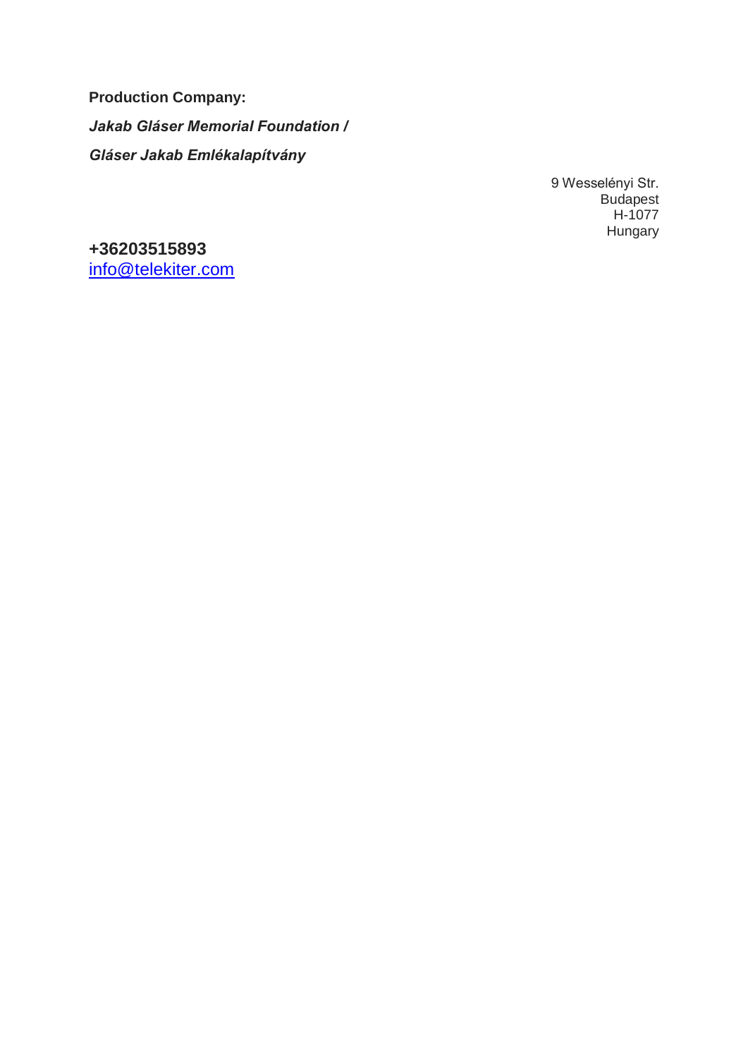**Production Company:**

***Jakab Gláser Memorial Foundation /***

***Gláser Jakab Emlékalapítvány***

9 Wesselényi Str.
Budapest
H-1077
Hungary

**+36203515893**
info@telekiter.com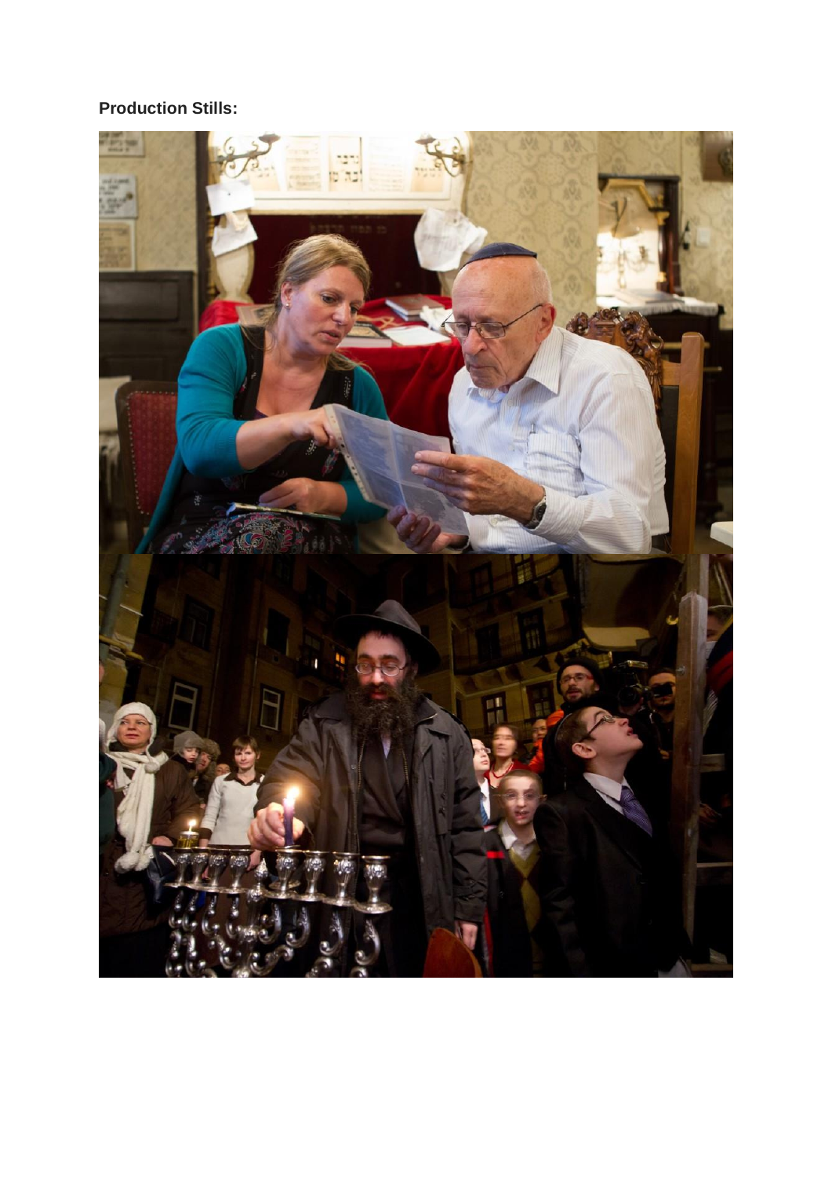**Production Stills:**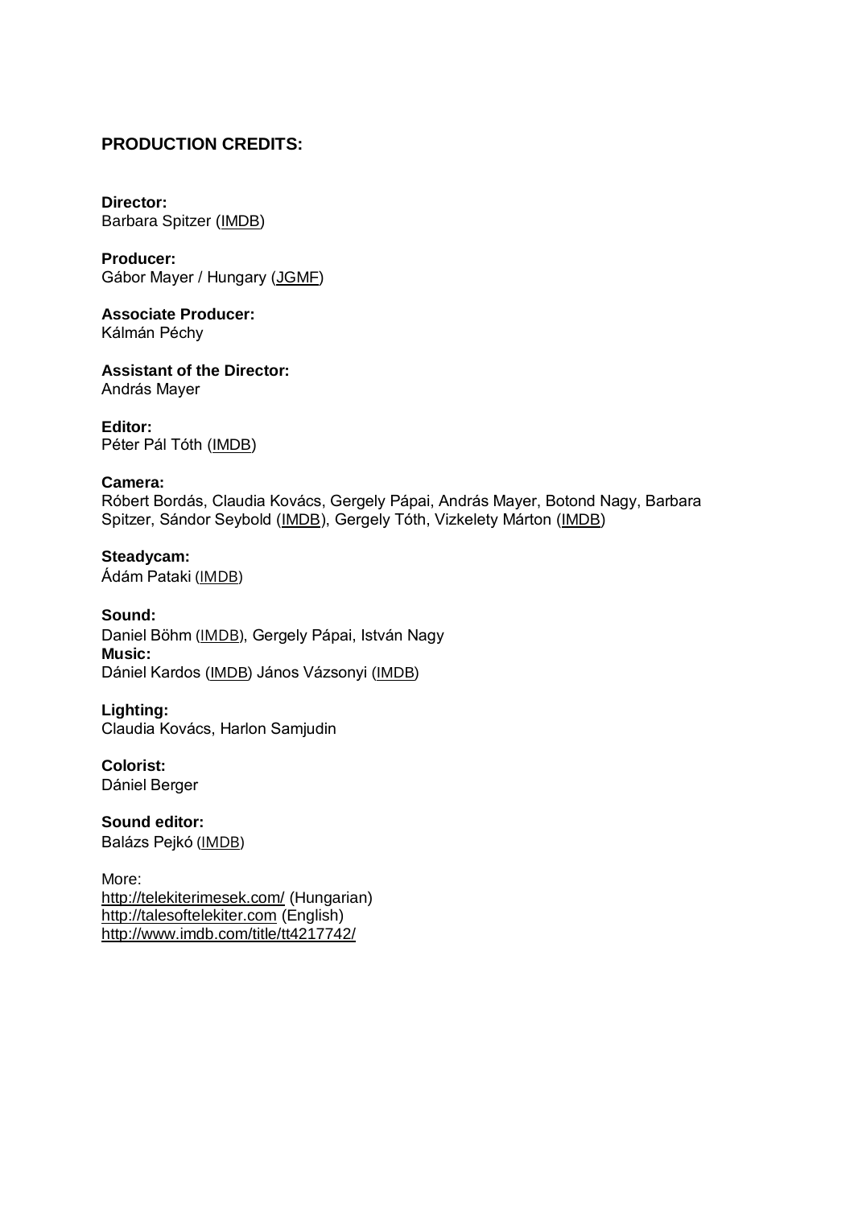## PRODUCTION CREDITS:

**Director:**
Barbara Spitzer (IMDB)

**Producer:**
Gábor Mayer / Hungary (JGMF)

**Associate Producer:**
Kálmán Péchy

**Assistant of the Director:**
András Mayer

**Editor:**
Péter Pál Tóth (IMDB)

**Camera:**
Róbert Bordás, Claudia Kovács, Gergely Pápai, András Mayer, Botond Nagy, Barbara Spitzer, Sándor Seybold (IMDB), Gergely Tóth, Vizkelety Márton (IMDB)

**Steadycam:**
Ádám Pataki (IMDB)

**Sound:**
Daniel Böhm (IMDB), Gergely Pápai, István Nagy

**Music:**
Dániel Kardos (IMDB) János Vázsonyi (IMDB)

**Lighting:**
Claudia Kovács, Harlon Samjudin

**Colorist:**
Dániel Berger

**Sound editor:**
Balázs Pejkó (IMDB)

More:
http://telekiterimesek.com/ (Hungarian)
http://talesoftelekiter.com (English)
http://www.imdb.com/title/tt4217742/